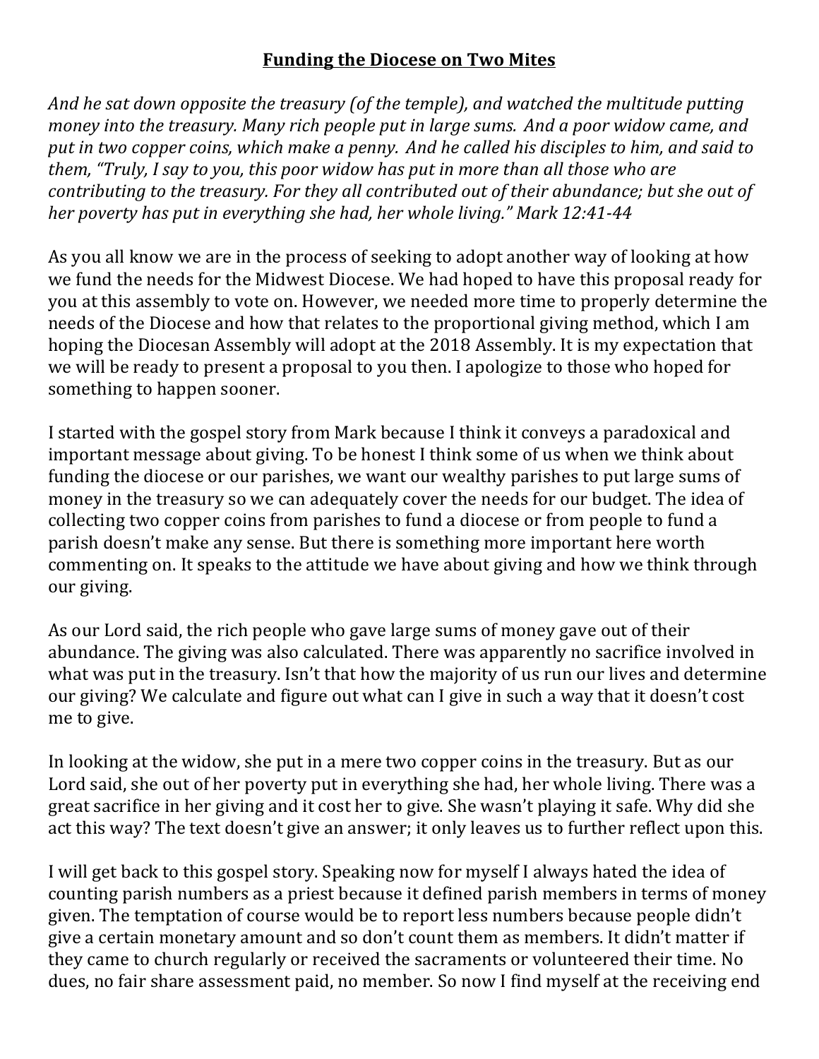**Funding the Diocese on Two Mites**

*And he sat down opposite the treasury (of the temple), and watched the multitude putting money into the treasury. Many rich people put in large sums. And a poor widow came, and put in two copper coins, which make a penny. And he called his disciples to him, and said to them, "Truly, I say to you, this poor widow has put in more than all those who are contributing to the treasury. For they all contributed out of their abundance; but she out of her poverty has put in everything she had, her whole living." Mark 12:41-44*

As you all know we are in the process of seeking to adopt another way of looking at how we fund the needs for the Midwest Diocese. We had hoped to have this proposal ready for you at this assembly to vote on. However, we needed more time to properly determine the needs of the Diocese and how that relates to the proportional giving method, which I am hoping the Diocesan Assembly will adopt at the 2018 Assembly. It is my expectation that we will be ready to present a proposal to you then. I apologize to those who hoped for something to happen sooner.

I started with the gospel story from Mark because I think it conveys a paradoxical and important message about giving. To be honest I think some of us when we think about funding the diocese or our parishes, we want our wealthy parishes to put large sums of money in the treasury so we can adequately cover the needs for our budget. The idea of collecting two copper coins from parishes to fund a diocese or from people to fund a parish doesn't make any sense. But there is something more important here worth commenting on. It speaks to the attitude we have about giving and how we think through our giving.

As our Lord said, the rich people who gave large sums of money gave out of their abundance. The giving was also calculated. There was apparently no sacrifice involved in what was put in the treasury. Isn't that how the majority of us run our lives and determine our giving? We calculate and figure out what can I give in such a way that it doesn't cost me to give.

In looking at the widow, she put in a mere two copper coins in the treasury. But as our Lord said, she out of her poverty put in everything she had, her whole living. There was a great sacrifice in her giving and it cost her to give. She wasn't playing it safe. Why did she act this way? The text doesn't give an answer; it only leaves us to further reflect upon this.

I will get back to this gospel story. Speaking now for myself I always hated the idea of counting parish numbers as a priest because it defined parish members in terms of money given. The temptation of course would be to report less numbers because people didn't give a certain monetary amount and so don't count them as members. It didn't matter if they came to church regularly or received the sacraments or volunteered their time. No dues, no fair share assessment paid, no member. So now I find myself at the receiving end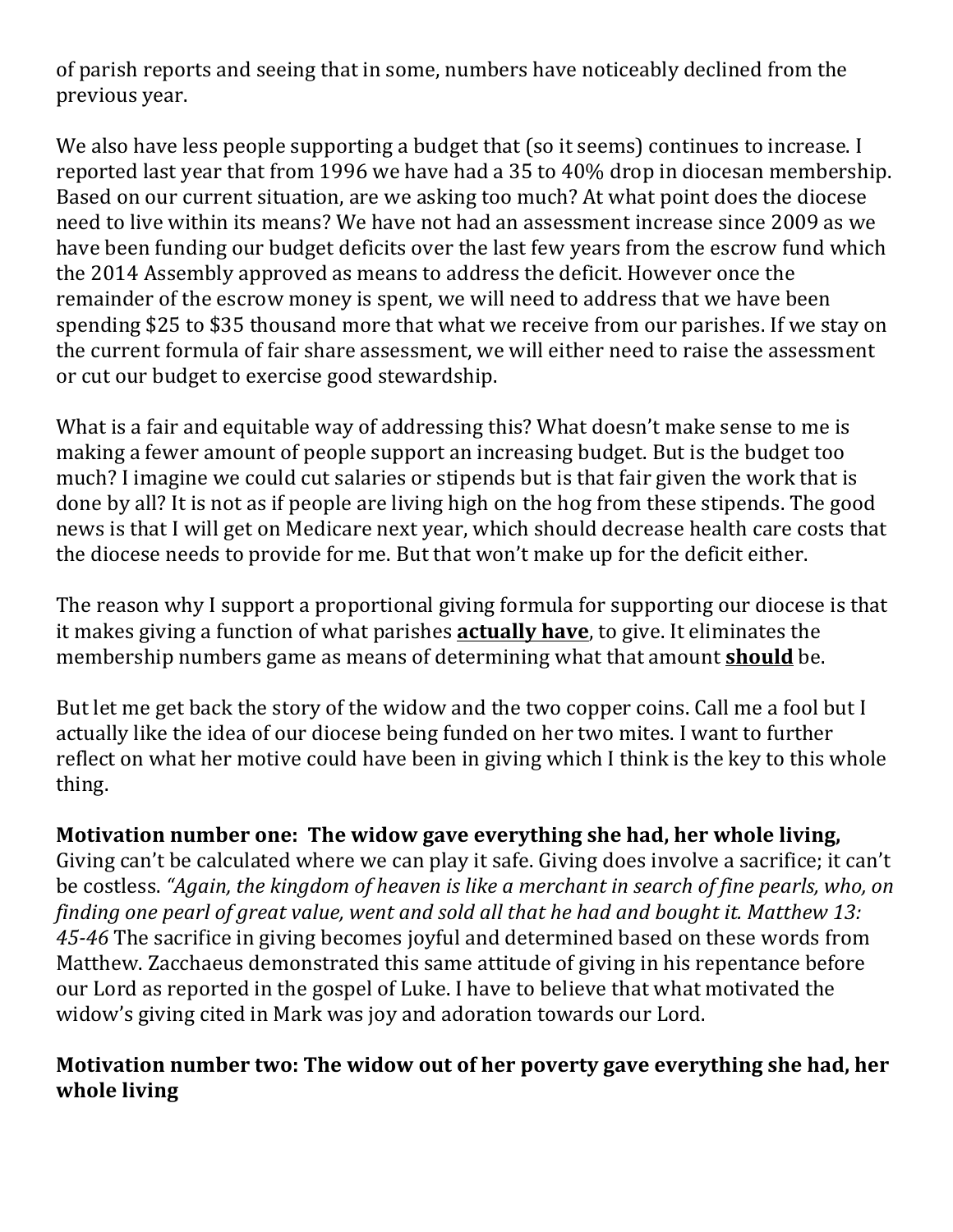of parish reports and seeing that in some, numbers have noticeably declined from the previous year.

We also have less people supporting a budget that (so it seems) continues to increase. I reported last year that from 1996 we have had a 35 to 40% drop in diocesan membership. Based on our current situation, are we asking too much? At what point does the diocese need to live within its means? We have not had an assessment increase since 2009 as we have been funding our budget deficits over the last few years from the escrow fund which the 2014 Assembly approved as means to address the deficit. However once the remainder of the escrow money is spent, we will need to address that we have been spending $25 to $35 thousand more that what we receive from our parishes. If we stay on the current formula of fair share assessment, we will either need to raise the assessment or cut our budget to exercise good stewardship.

What is a fair and equitable way of addressing this? What doesn't make sense to me is making a fewer amount of people support an increasing budget. But is the budget too much? I imagine we could cut salaries or stipends but is that fair given the work that is done by all? It is not as if people are living high on the hog from these stipends. The good news is that I will get on Medicare next year, which should decrease health care costs that the diocese needs to provide for me. But that won't make up for the deficit either.

The reason why I support a proportional giving formula for supporting our diocese is that it makes giving a function of what parishes **actually have**, to give. It eliminates the membership numbers game as means of determining what that amount **should** be.

But let me get back the story of the widow and the two copper coins. Call me a fool but I actually like the idea of our diocese being funded on her two mites. I want to further reflect on what her motive could have been in giving which I think is the key to this whole thing.

**Motivation number one: The widow gave everything she had, her whole living,**
Giving can't be calculated where we can play it safe. Giving does involve a sacrifice; it can't be costless. *"Again, the kingdom of heaven is like a merchant in search of fine pearls, who, on finding one pearl of great value, went and sold all that he had and bought it. Matthew 13: 45-46* The sacrifice in giving becomes joyful and determined based on these words from Matthew. Zacchaeus demonstrated this same attitude of giving in his repentance before our Lord as reported in the gospel of Luke. I have to believe that what motivated the widow's giving cited in Mark was joy and adoration towards our Lord.

**Motivation number two: The widow out of her poverty gave everything she had, her whole living**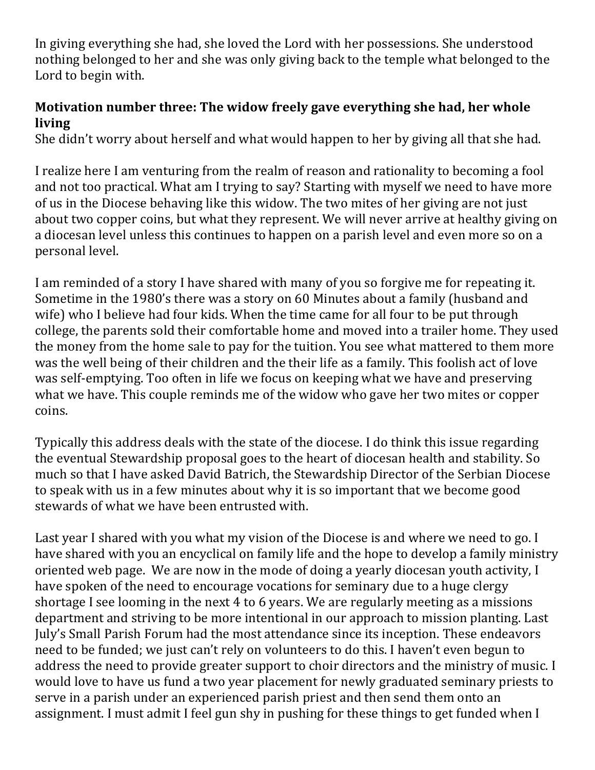In giving everything she had, she loved the Lord with her possessions. She understood nothing belonged to her and she was only giving back to the temple what belonged to the Lord to begin with.

**Motivation number three: The widow freely gave everything she had, her whole living**

She didn't worry about herself and what would happen to her by giving all that she had.

I realize here I am venturing from the realm of reason and rationality to becoming a fool and not too practical. What am I trying to say? Starting with myself we need to have more of us in the Diocese behaving like this widow. The two mites of her giving are not just about two copper coins, but what they represent. We will never arrive at healthy giving on a diocesan level unless this continues to happen on a parish level and even more so on a personal level.

I am reminded of a story I have shared with many of you so forgive me for repeating it. Sometime in the 1980's there was a story on 60 Minutes about a family (husband and wife) who I believe had four kids. When the time came for all four to be put through college, the parents sold their comfortable home and moved into a trailer home. They used the money from the home sale to pay for the tuition. You see what mattered to them more was the well being of their children and the their life as a family. This foolish act of love was self-emptying. Too often in life we focus on keeping what we have and preserving what we have. This couple reminds me of the widow who gave her two mites or copper coins.

Typically this address deals with the state of the diocese. I do think this issue regarding the eventual Stewardship proposal goes to the heart of diocesan health and stability. So much so that I have asked David Batrich, the Stewardship Director of the Serbian Diocese to speak with us in a few minutes about why it is so important that we become good stewards of what we have been entrusted with.

Last year I shared with you what my vision of the Diocese is and where we need to go. I have shared with you an encyclical on family life and the hope to develop a family ministry oriented web page. We are now in the mode of doing a yearly diocesan youth activity, I have spoken of the need to encourage vocations for seminary due to a huge clergy shortage I see looming in the next 4 to 6 years. We are regularly meeting as a missions department and striving to be more intentional in our approach to mission planting. Last July's Small Parish Forum had the most attendance since its inception. These endeavors need to be funded; we just can't rely on volunteers to do this. I haven't even begun to address the need to provide greater support to choir directors and the ministry of music. I would love to have us fund a two year placement for newly graduated seminary priests to serve in a parish under an experienced parish priest and then send them onto an assignment. I must admit I feel gun shy in pushing for these things to get funded when I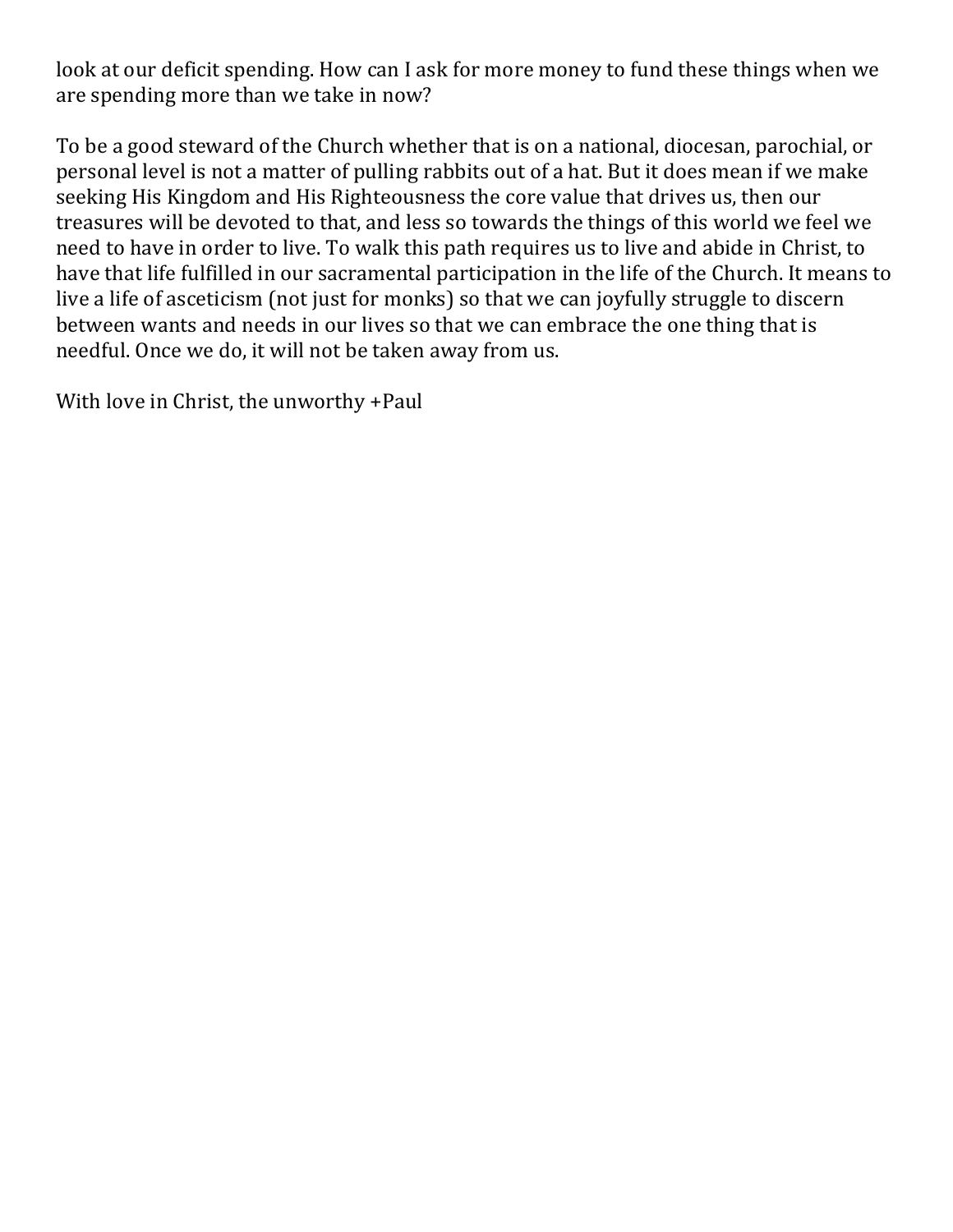look at our deficit spending. How can I ask for more money to fund these things when we are spending more than we take in now?

To be a good steward of the Church whether that is on a national, diocesan, parochial, or personal level is not a matter of pulling rabbits out of a hat. But it does mean if we make seeking His Kingdom and His Righteousness the core value that drives us, then our treasures will be devoted to that, and less so towards the things of this world we feel we need to have in order to live. To walk this path requires us to live and abide in Christ, to have that life fulfilled in our sacramental participation in the life of the Church. It means to live a life of asceticism (not just for monks) so that we can joyfully struggle to discern between wants and needs in our lives so that we can embrace the one thing that is needful. Once we do, it will not be taken away from us.

With love in Christ, the unworthy +Paul